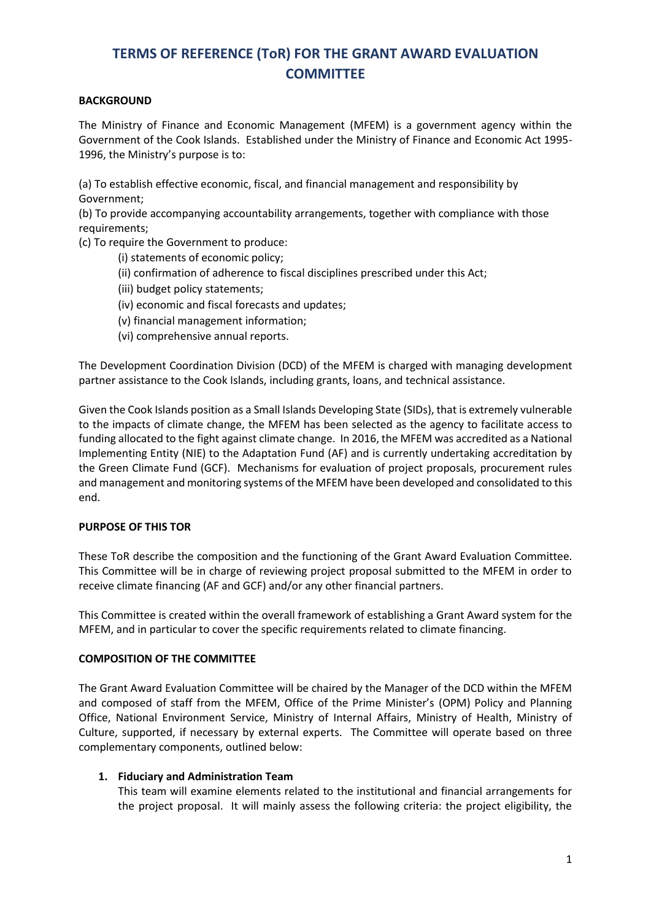# TERMS OF REFERENCE (ToR) FOR THE GRANT AWARD EVALUATION COMMITTEE

**BACKGROUND**

The Ministry of Finance and Economic Management (MFEM) is a government agency within the Government of the Cook Islands. Established under the Ministry of Finance and Economic Act 1995-1996, the Ministry's purpose is to:

(a) To establish effective economic, fiscal, and financial management and responsibility by Government;
(b) To provide accompanying accountability arrangements, together with compliance with those requirements;
(c) To require the Government to produce:

- (i) statements of economic policy;
- (ii) confirmation of adherence to fiscal disciplines prescribed under this Act;
- (iii) budget policy statements;
- (iv) economic and fiscal forecasts and updates;
- (v) financial management information;
- (vi) comprehensive annual reports.

The Development Coordination Division (DCD) of the MFEM is charged with managing development partner assistance to the Cook Islands, including grants, loans, and technical assistance.

Given the Cook Islands position as a Small Islands Developing State (SIDs), that is extremely vulnerable to the impacts of climate change, the MFEM has been selected as the agency to facilitate access to funding allocated to the fight against climate change. In 2016, the MFEM was accredited as a National Implementing Entity (NIE) to the Adaptation Fund (AF) and is currently undertaking accreditation by the Green Climate Fund (GCF). Mechanisms for evaluation of project proposals, procurement rules and management and monitoring systems of the MFEM have been developed and consolidated to this end.

**PURPOSE OF THIS TOR**

These ToR describe the composition and the functioning of the Grant Award Evaluation Committee. This Committee will be in charge of reviewing project proposal submitted to the MFEM in order to receive climate financing (AF and GCF) and/or any other financial partners.

This Committee is created within the overall framework of establishing a Grant Award system for the MFEM, and in particular to cover the specific requirements related to climate financing.

**COMPOSITION OF THE COMMITTEE**

The Grant Award Evaluation Committee will be chaired by the Manager of the DCD within the MFEM and composed of staff from the MFEM, Office of the Prime Minister's (OPM) Policy and Planning Office, National Environment Service, Ministry of Internal Affairs, Ministry of Health, Ministry of Culture, supported, if necessary by external experts. The Committee will operate based on three complementary components, outlined below:

1. **Fiduciary and Administration Team**
   This team will examine elements related to the institutional and financial arrangements for the project proposal. It will mainly assess the following criteria: the project eligibility, the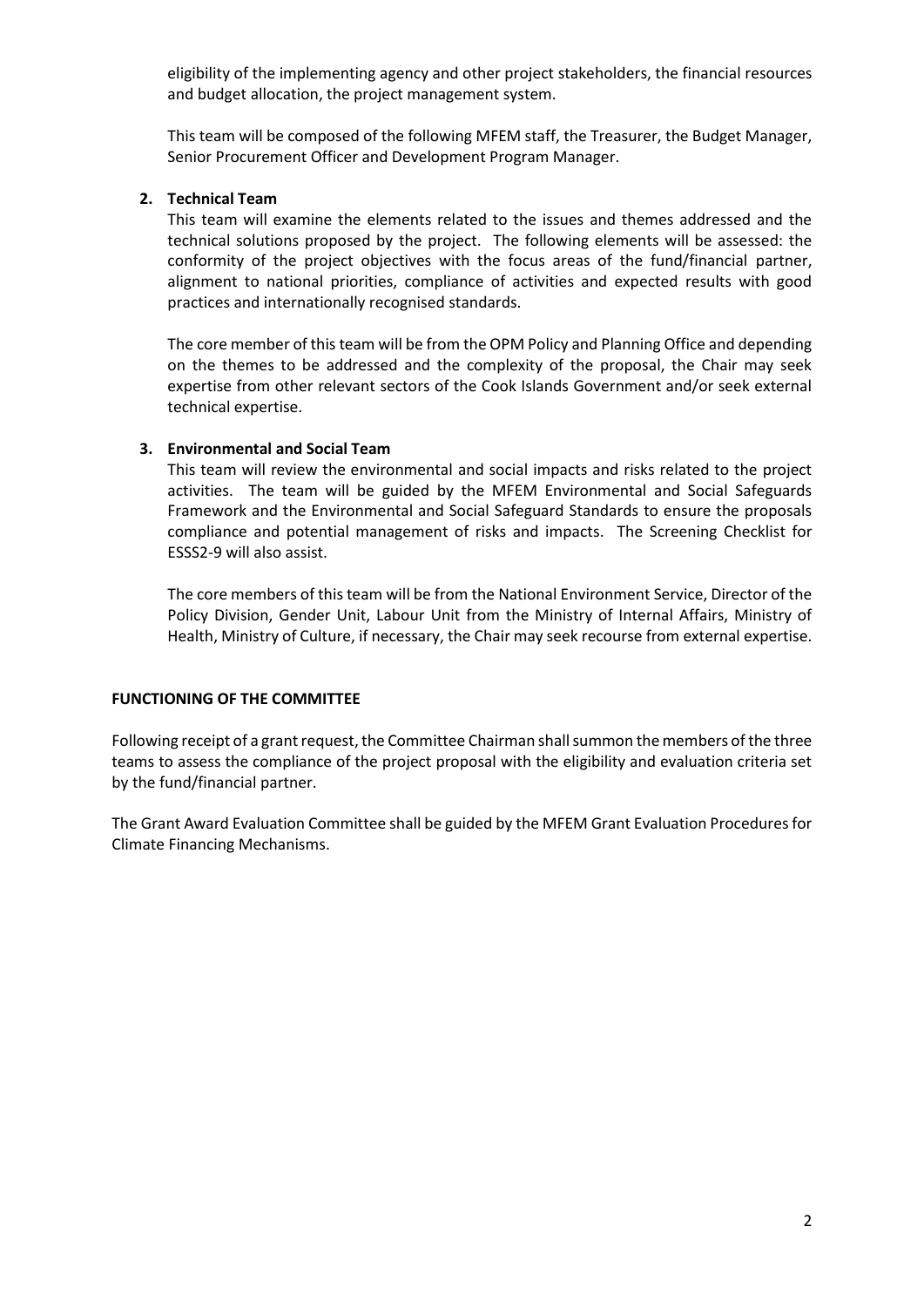eligibility of the implementing agency and other project stakeholders, the financial resources and budget allocation, the project management system.

This team will be composed of the following MFEM staff, the Treasurer, the Budget Manager, Senior Procurement Officer and Development Program Manager.

2. **Technical Team**

   This team will examine the elements related to the issues and themes addressed and the technical solutions proposed by the project. The following elements will be assessed: the conformity of the project objectives with the focus areas of the fund/financial partner, alignment to national priorities, compliance of activities and expected results with good practices and internationally recognised standards.

   The core member of this team will be from the OPM Policy and Planning Office and depending on the themes to be addressed and the complexity of the proposal, the Chair may seek expertise from other relevant sectors of the Cook Islands Government and/or seek external technical expertise.

3. **Environmental and Social Team**

   This team will review the environmental and social impacts and risks related to the project activities. The team will be guided by the MFEM Environmental and Social Safeguards Framework and the Environmental and Social Safeguard Standards to ensure the proposals compliance and potential management of risks and impacts. The Screening Checklist for ESSS2-9 will also assist.

   The core members of this team will be from the National Environment Service, Director of the Policy Division, Gender Unit, Labour Unit from the Ministry of Internal Affairs, Ministry of Health, Ministry of Culture, if necessary, the Chair may seek recourse from external expertise.

**FUNCTIONING OF THE COMMITTEE**

Following receipt of a grant request, the Committee Chairman shall summon the members of the three teams to assess the compliance of the project proposal with the eligibility and evaluation criteria set by the fund/financial partner.

The Grant Award Evaluation Committee shall be guided by the MFEM Grant Evaluation Procedures for Climate Financing Mechanisms.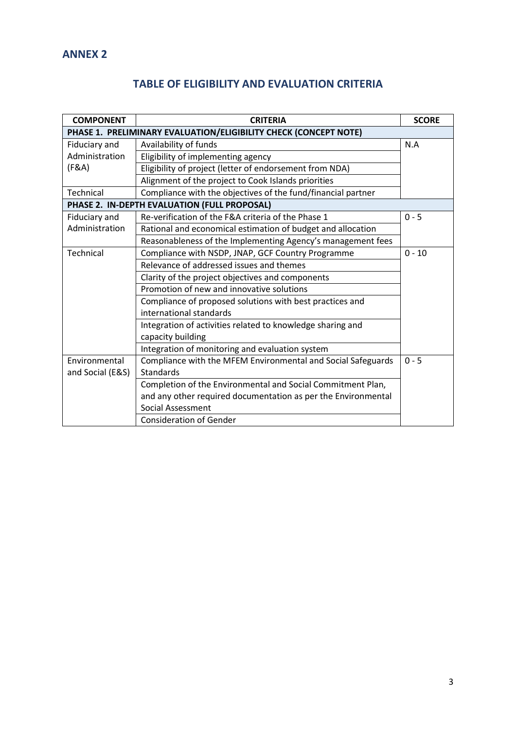## ANNEX 2

## TABLE OF ELIGIBILITY AND EVALUATION CRITERIA

| COMPONENT | CRITERIA | SCORE |
|---|---|---|
| **PHASE 1. PRELIMINARY EVALUATION/ELIGIBILITY CHECK (CONCEPT NOTE)** | | |
| Fiduciary and Administration (F&A) | Availability of funds | N.A |
| | Eligibility of implementing agency | |
| | Eligibility of project (letter of endorsement from NDA) | |
| | Alignment of the project to Cook Islands priorities | |
| Technical | Compliance with the objectives of the fund/financial partner | |
| **PHASE 2. IN-DEPTH EVALUATION (FULL PROPOSAL)** | | |
| Fiduciary and Administration | Re-verification of the F&A criteria of the Phase 1 | 0 - 5 |
| | Rational and economical estimation of budget and allocation | |
| | Reasonableness of the Implementing Agency's management fees | |
| Technical | Compliance with NSDP, JNAP, GCF Country Programme | 0 - 10 |
| | Relevance of addressed issues and themes | |
| | Clarity of the project objectives and components | |
| | Promotion of new and innovative solutions | |
| | Compliance of proposed solutions with best practices and international standards | |
| | Integration of activities related to knowledge sharing and capacity building | |
| | Integration of monitoring and evaluation system | |
| Environmental and Social (E&S) | Compliance with the MFEM Environmental and Social Safeguards Standards | 0 - 5 |
| | Completion of the Environmental and Social Commitment Plan, and any other required documentation as per the Environmental Social Assessment | |
| | Consideration of Gender | |